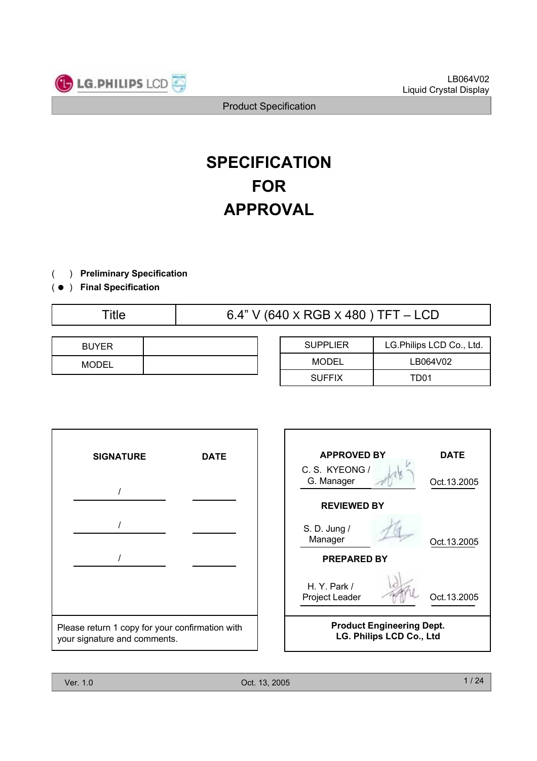LB064V02
Liquid Crystal Display

Product Specification

# SPECIFICATION
# FOR
# APPROVAL

( ) **Preliminary Specification**
( ● ) **Final Specification**

| Title | 6.4" V (640 x RGB x 480 ) TFT – LCD |
|---|---|

| BUYER | |
|---|---|
| MODEL | |

| SUPPLIER | LG.Philips LCD Co., Ltd. |
|---|---|
| MODEL | LB064V02 |
| SUFFIX | TD01 |

| SIGNATURE | DATE |
|---|---|
| / | |
| / | |
| / | |

Please return 1 copy for your confirmation with your signature and comments.

| APPROVED BY | DATE |
|---|---|
| C. S. KYEONG / G. Manager | Oct.13.2005 |
| **REVIEWED BY** | |
| S. D. Jung / Manager | Oct.13.2005 |
| **PREPARED BY** | |
| H. Y. Park / Project Leader | Oct.13.2005 |

**Product Engineering Dept.**
**LG. Philips LCD Co., Ltd**

Ver. 1.0 Oct. 13, 2005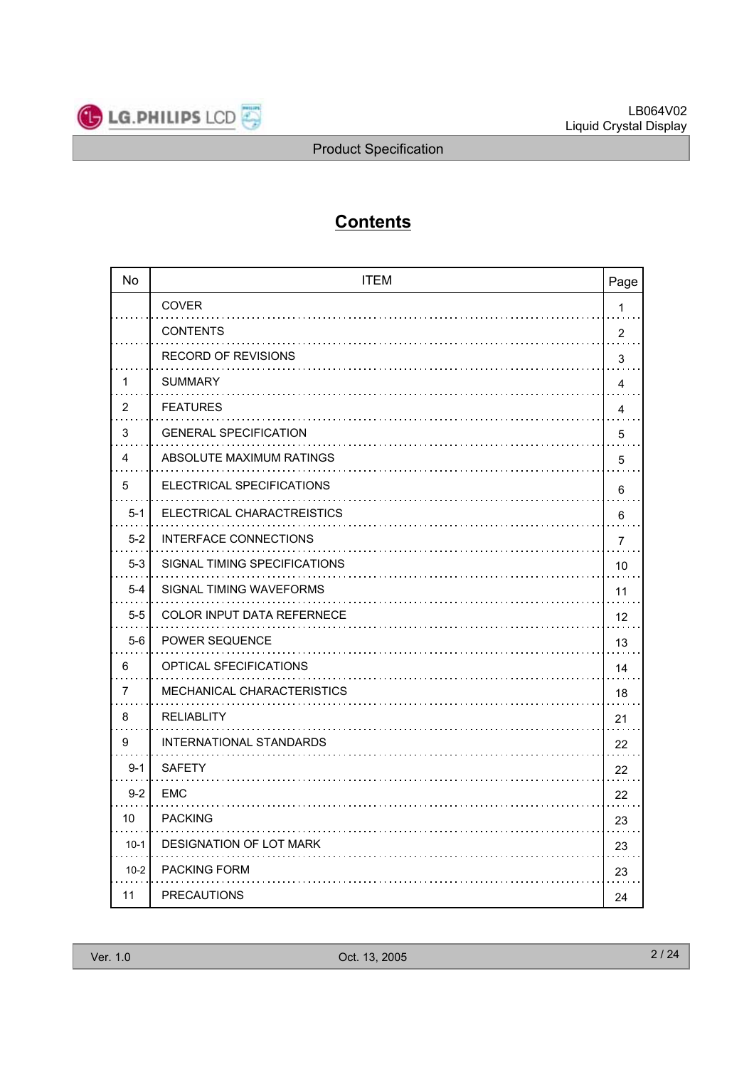# Contents

| No | ITEM | Page |
|---|---|---|
| | COVER | 1 |
| | CONTENTS | 2 |
| | RECORD OF REVISIONS | 3 |
| 1 | SUMMARY | 4 |
| 2 | FEATURES | 4 |
| 3 | GENERAL SPECIFICATION | 5 |
| 4 | ABSOLUTE MAXIMUM RATINGS | 5 |
| 5 | ELECTRICAL SPECIFICATIONS | 6 |
| 5-1 | ELECTRICAL CHARACTREISTICS | 6 |
| 5-2 | INTERFACE CONNECTIONS | 7 |
| 5-3 | SIGNAL TIMING SPECIFICATIONS | 10 |
| 5-4 | SIGNAL TIMING WAVEFORMS | 11 |
| 5-5 | COLOR INPUT DATA REFERNECE | 12 |
| 5-6 | POWER SEQUENCE | 13 |
| 6 | OPTICAL SFECIFICATIONS | 14 |
| 7 | MECHANICAL CHARACTERISTICS | 18 |
| 8 | RELIABLITY | 21 |
| 9 | INTERNATIONAL STANDARDS | 22 |
| 9-1 | SAFETY | 22 |
| 9-2 | EMC | 22 |
| 10 | PACKING | 23 |
| 10-1 | DESIGNATION OF LOT MARK | 23 |
| 10-2 | PACKING FORM | 23 |
| 11 | PRECAUTIONS | 24 |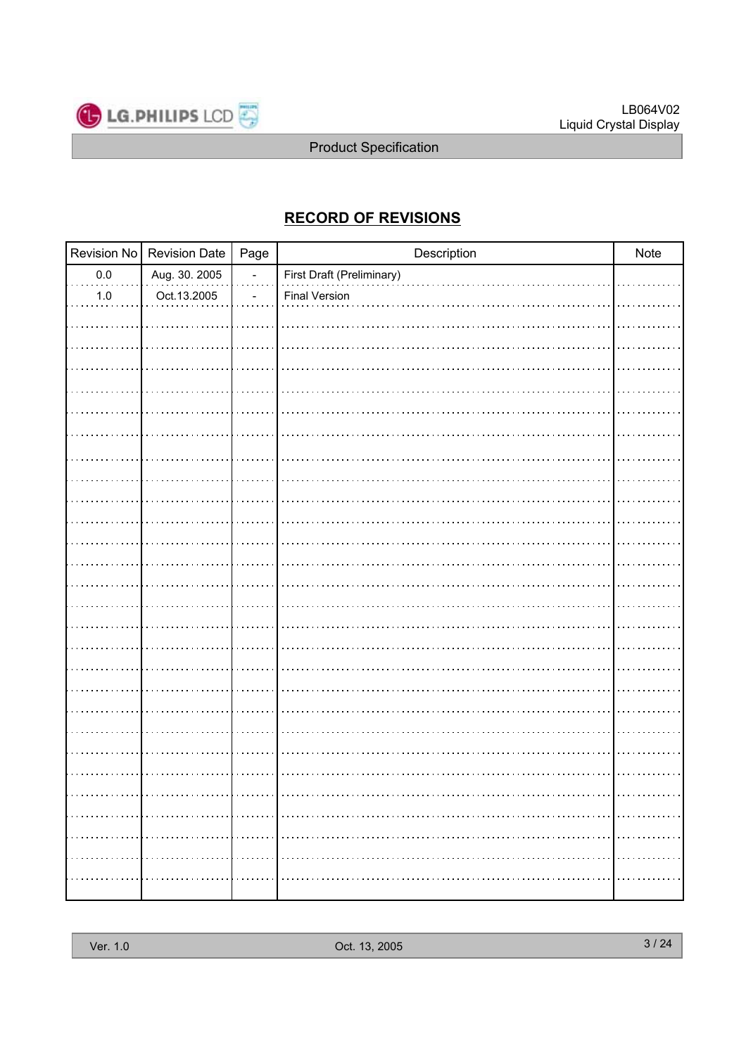# RECORD OF REVISIONS

| Revision No | Revision Date | Page | Description | Note |
|---|---|---|---|---|
| 0.0 | Aug. 30. 2005 | - | First Draft (Preliminary) | |
| 1.0 | Oct.13.2005 | - | Final Version | |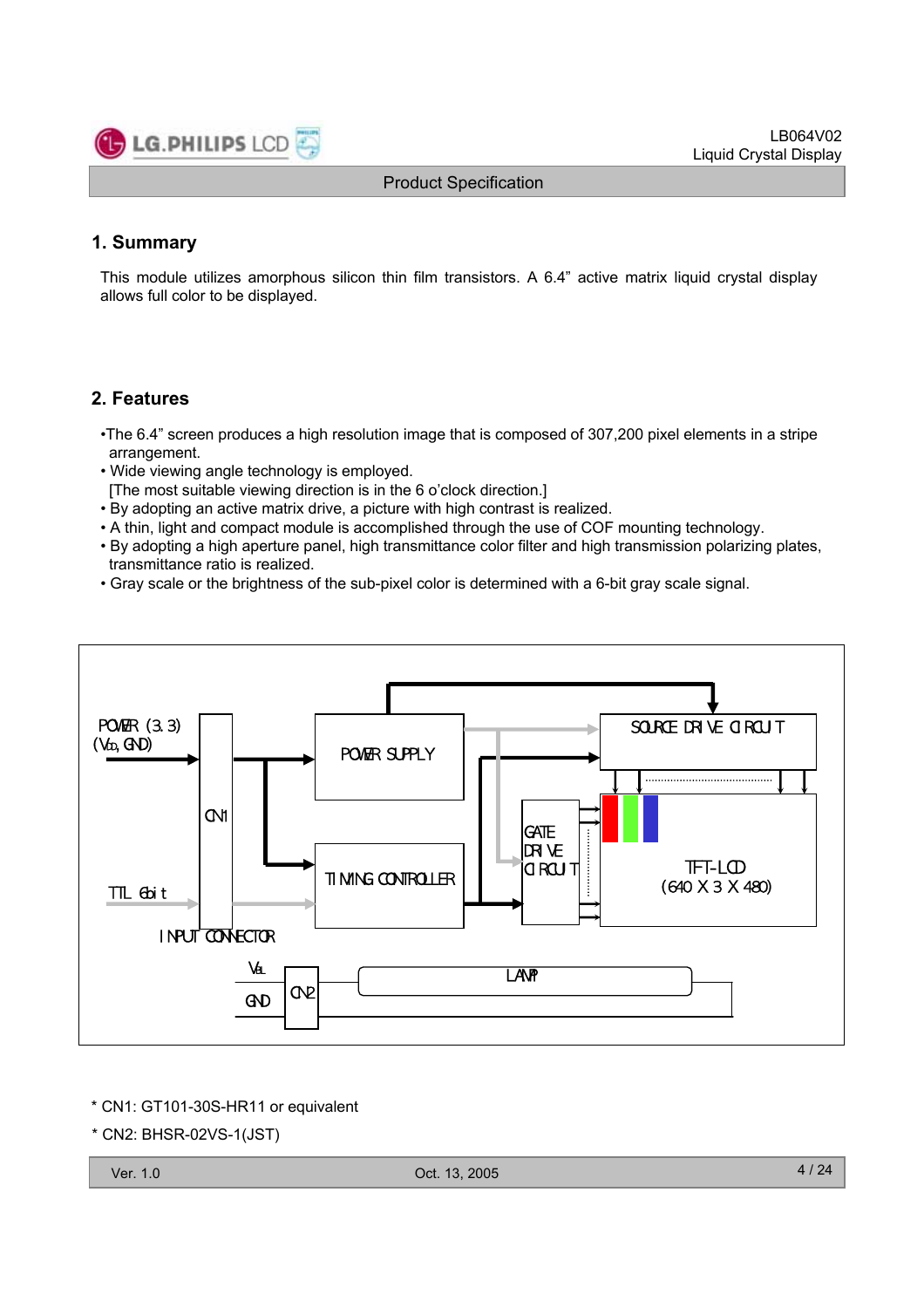## 1. Summary

This module utilizes amorphous silicon thin film transistors. A 6.4" active matrix liquid crystal display allows full color to be displayed.

## 2. Features

- The 6.4" screen produces a high resolution image that is composed of 307,200 pixel elements in a stripe arrangement.
- Wide viewing angle technology is employed.
  [The most suitable viewing direction is in the 6 o'clock direction.]
- By adopting an active matrix drive, a picture with high contrast is realized.
- A thin, light and compact module is accomplished through the use of COF mounting technology.
- By adopting a high aperture panel, high transmittance color filter and high transmission polarizing plates, transmittance ratio is realized.
- Gray scale or the brightness of the sub-pixel color is determined with a 6-bit gray scale signal.

POWER (3.3) ($V_{DD}$, GND)

TTL 6bit

CN1

INPUT CONNECTOR

POWER SUPPLY

TIMING CONTROLLER

SOURCE DRIVE CIRCUIT

GATE DRIVE CIRCUIT

TFT-LCD (640 X 3 X 480)

$V_{BL}$

GND

CN2

LAMP

\* CN1: GT101-30S-HR11 or equivalent

\* CN2: BHSR-02VS-1(JST)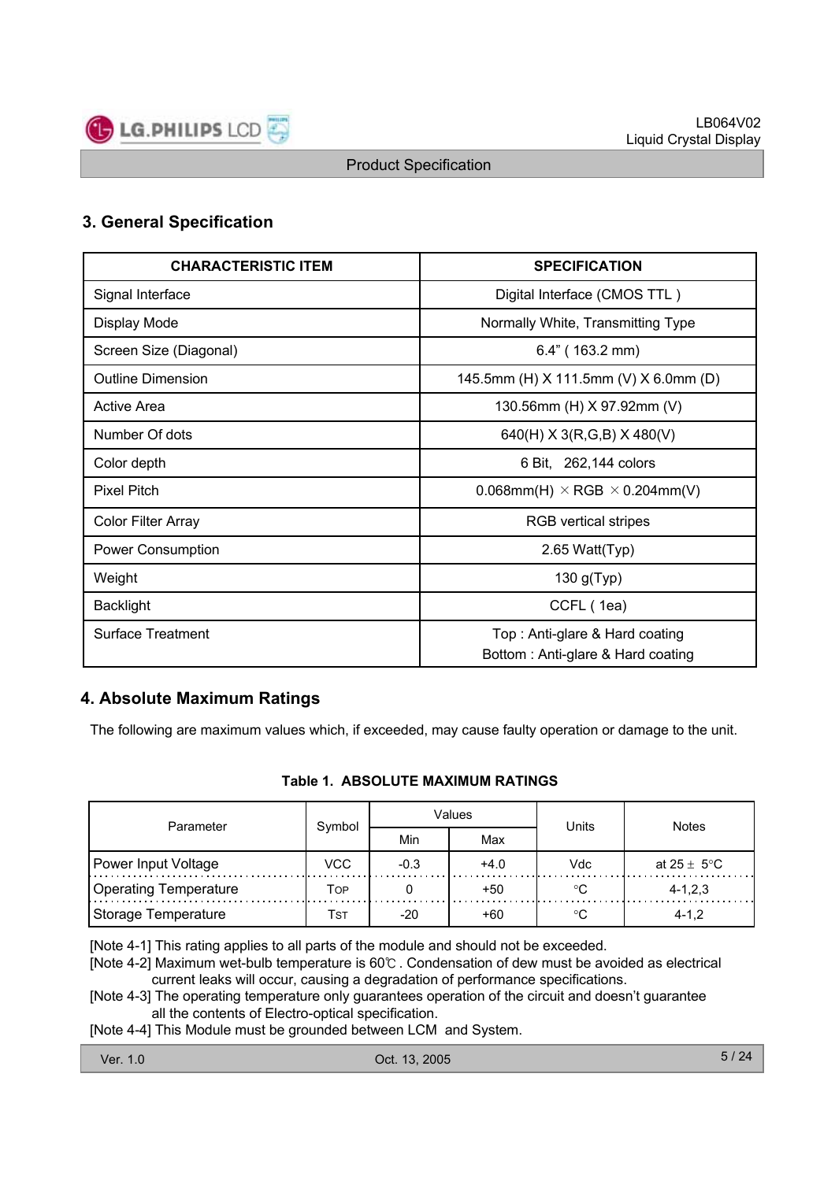## 3. General Specification

| CHARACTERISTIC ITEM | SPECIFICATION |
|---|---|
| Signal Interface | Digital Interface (CMOS TTL ) |
| Display Mode | Normally White, Transmitting Type |
| Screen Size (Diagonal) | 6.4" ( 163.2 mm) |
| Outline Dimension | 145.5mm (H) X 111.5mm (V) X 6.0mm (D) |
| Active Area | 130.56mm (H) X 97.92mm (V) |
| Number Of dots | 640(H) X 3(R,G,B) X 480(V) |
| Color depth | 6 Bit, 262,144 colors |
| Pixel Pitch | 0.068mm(H) × RGB × 0.204mm(V) |
| Color Filter Array | RGB vertical stripes |
| Power Consumption | 2.65 Watt(Typ) |
| Weight | 130 g(Typ) |
| Backlight | CCFL ( 1ea) |
| Surface Treatment | Top : Anti-glare & Hard coating<br>Bottom : Anti-glare & Hard coating |

## 4. Absolute Maximum Ratings

The following are maximum values which, if exceeded, may cause faulty operation or damage to the unit.

**Table 1. ABSOLUTE MAXIMUM RATINGS**

| Parameter | Symbol | Values | | Units | Notes |
|---|---|---|---|---|---|
| | | Min | Max | | |
| Power Input Voltage | VCC | -0.3 | +4.0 | Vdc | at 25 ± 5°C |
| Operating Temperature | $T_{OP}$ | 0 | +50 | °C | 4-1,2,3 |
| Storage Temperature | $T_{ST}$ | -20 | +60 | °C | 4-1,2 |

[Note 4-1] This rating applies to all parts of the module and should not be exceeded.
[Note 4-2] Maximum wet-bulb temperature is 60℃ . Condensation of dew must be avoided as electrical current leaks will occur, causing a degradation of performance specifications.
[Note 4-3] The operating temperature only guarantees operation of the circuit and doesn't guarantee all the contents of Electro-optical specification.
[Note 4-4] This Module must be grounded between LCM and System.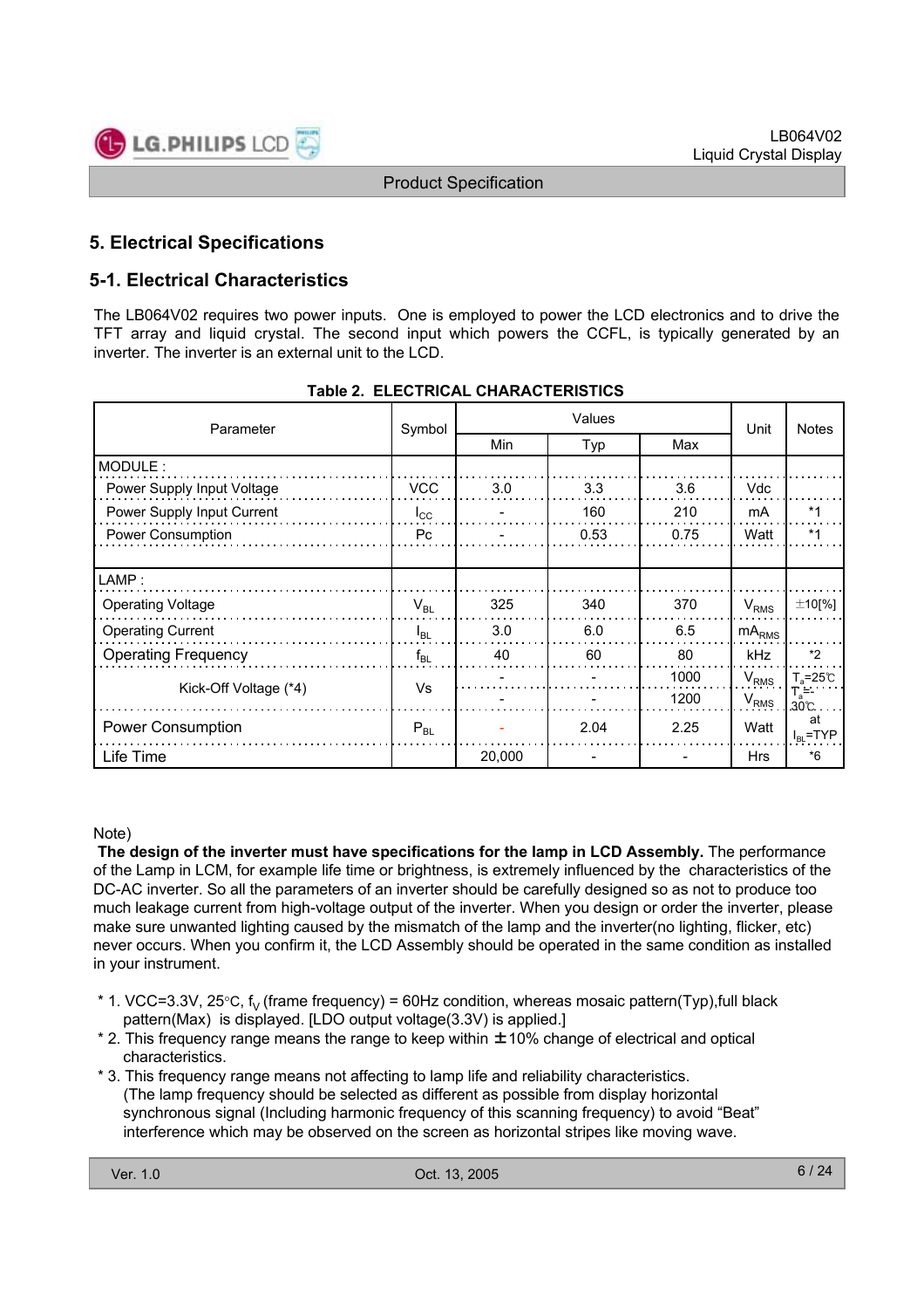## 5. Electrical Specifications

### 5-1. Electrical Characteristics

The LB064V02 requires two power inputs. One is employed to power the LCD electronics and to drive the TFT array and liquid crystal. The second input which powers the CCFL, is typically generated by an inverter. The inverter is an external unit to the LCD.

**Table 2. ELECTRICAL CHARACTERISTICS**

| Parameter | Symbol | Values | | | Unit | Notes |
|---|---|---|---|---|---|---|
| | | Min | Typ | Max | | |
| MODULE : | | | | | | |
| Power Supply Input Voltage | VCC | 3.0 | 3.3 | 3.6 | Vdc | |
| Power Supply Input Current | $I_{CC}$ | - | 160 | 210 | mA | *1 |
| Power Consumption | Pc | - | 0.53 | 0.75 | Watt | *1 |
| LAMP : | | | | | | |
| Operating Voltage | $V_{BL}$ | 325 | 340 | 370 | $V_{RMS}$ | ±10[%] |
| Operating Current | $I_{BL}$ | 3.0 | 6.0 | 6.5 | $mA_{RMS}$ | |
| Operating Frequency | $f_{BL}$ | 40 | 60 | 80 | kHz | *2 |
| Kick-Off Voltage (*4) | Vs | - | - | 1000 | $V_{RMS}$ | $T_a$=25℃ |
| | | - | - | 1200 | $V_{RMS}$ | $T_a$=-30℃ |
| Power Consumption | $P_{BL}$ | - | 2.04 | 2.25 | Watt | at $I_{BL}$=TYP |
| Life Time | | 20,000 | - | - | Hrs | *6 |

Note)

**The design of the inverter must have specifications for the lamp in LCD Assembly.** The performance of the Lamp in LCM, for example life time or brightness, is extremely influenced by the characteristics of the DC-AC inverter. So all the parameters of an inverter should be carefully designed so as not to produce too much leakage current from high-voltage output of the inverter. When you design or order the inverter, please make sure unwanted lighting caused by the mismatch of the lamp and the inverter(no lighting, flicker, etc) never occurs. When you confirm it, the LCD Assembly should be operated in the same condition as installed in your instrument.

* 1. VCC=3.3V, 25°C, $f_V$ (frame frequency) = 60Hz condition, whereas mosaic pattern(Typ),full black pattern(Max) is displayed. [LDO output voltage(3.3V) is applied.]
* 2. This frequency range means the range to keep within ±10% change of electrical and optical characteristics.
* 3. This frequency range means not affecting to lamp life and reliability characteristics. (The lamp frequency should be selected as different as possible from display horizontal synchronous signal (Including harmonic frequency of this scanning frequency) to avoid "Beat" interference which may be observed on the screen as horizontal stripes like moving wave.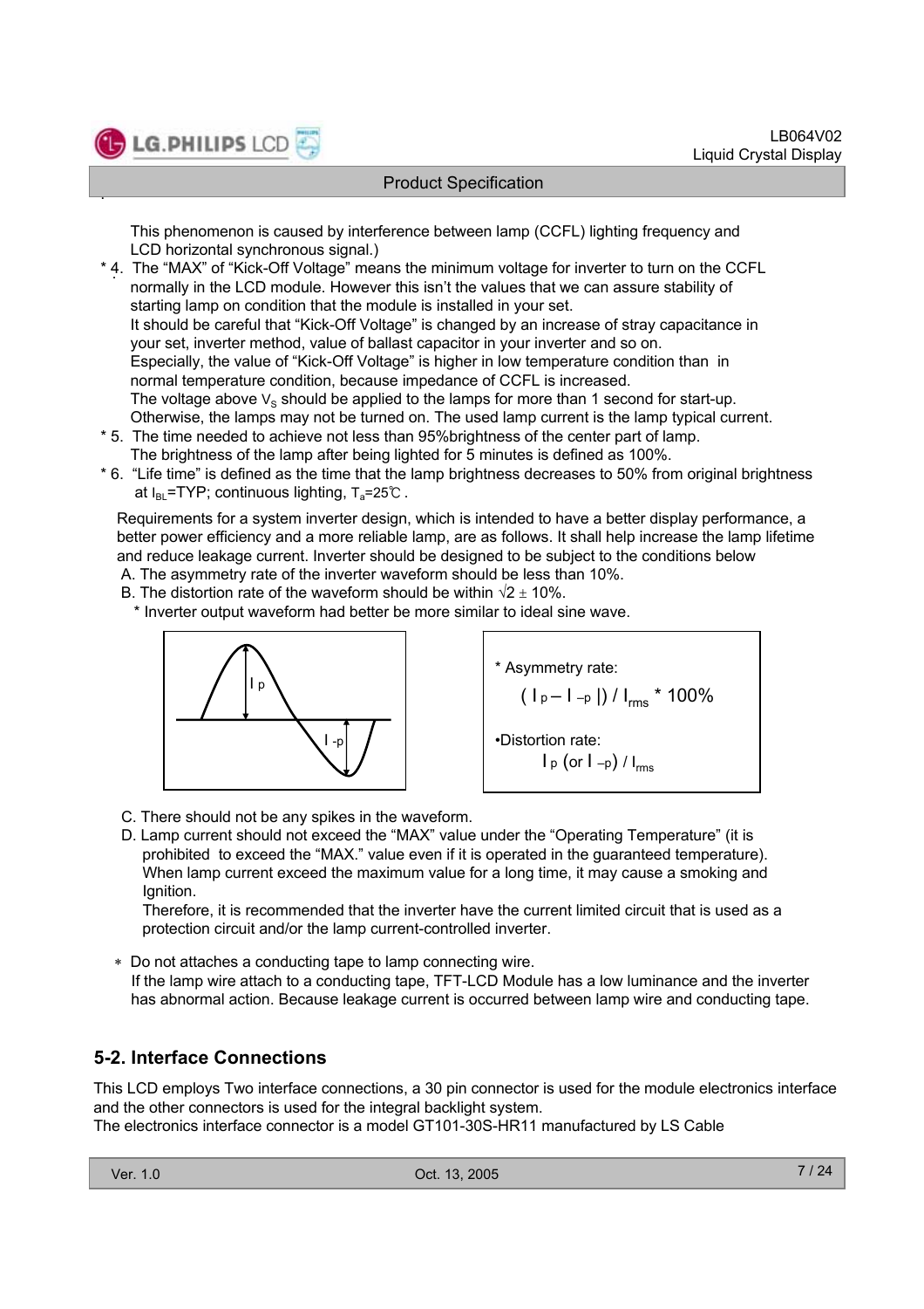This phenomenon is caused by interference between lamp (CCFL) lighting frequency and LCD horizontal synchronous signal.)

* 4. The "MAX" of "Kick-Off Voltage" means the minimum voltage for inverter to turn on the CCFL normally in the LCD module. However this isn't the values that we can assure stability of starting lamp on condition that the module is installed in your set.
  It should be careful that "Kick-Off Voltage" is changed by an increase of stray capacitance in your set, inverter method, value of ballast capacitor in your inverter and so on.
  Especially, the value of "Kick-Off Voltage" is higher in low temperature condition than in normal temperature condition, because impedance of CCFL is increased.
  The voltage above $V_S$ should be applied to the lamps for more than 1 second for start-up. Otherwise, the lamps may not be turned on. The used lamp current is the lamp typical current.
* 5. The time needed to achieve not less than 95%brightness of the center part of lamp. The brightness of the lamp after being lighted for 5 minutes is defined as 100%.
* 6. "Life time" is defined as the time that the lamp brightness decreases to 50% from original brightness at $I_{BL}$=TYP; continuous lighting, $T_a$=25℃ .

Requirements for a system inverter design, which is intended to have a better display performance, a better power efficiency and a more reliable lamp, are as follows. It shall help increase the lamp lifetime and reduce leakage current. Inverter should be designed to be subject to the conditions below

A. The asymmetry rate of the inverter waveform should be less than 10%.

B. The distortion rate of the waveform should be within $\sqrt{2} \pm 10\%$.

  * Inverter output waveform had better be more similar to ideal sine wave.

* Asymmetry rate:

  $(\, I_p - I_{-p} \,|) / I_{rms} * 100\%$

• Distortion rate:

  $I_p$ (or $I_{-p}$) / $I_{rms}$

C. There should not be any spikes in the waveform.

D. Lamp current should not exceed the "MAX" value under the "Operating Temperature" (it is prohibited to exceed the "MAX." value even if it is operated in the guaranteed temperature). When lamp current exceed the maximum value for a long time, it may cause a smoking and Ignition.
  Therefore, it is recommended that the inverter have the current limited circuit that is used as a protection circuit and/or the lamp current-controlled inverter.

∗ Do not attaches a conducting tape to lamp connecting wire.
  If the lamp wire attach to a conducting tape, TFT-LCD Module has a low luminance and the inverter has abnormal action. Because leakage current is occurred between lamp wire and conducting tape.

## 5-2. Interface Connections

This LCD employs Two interface connections, a 30 pin connector is used for the module electronics interface and the other connectors is used for the integral backlight system.
The electronics interface connector is a model GT101-30S-HR11 manufactured by LS Cable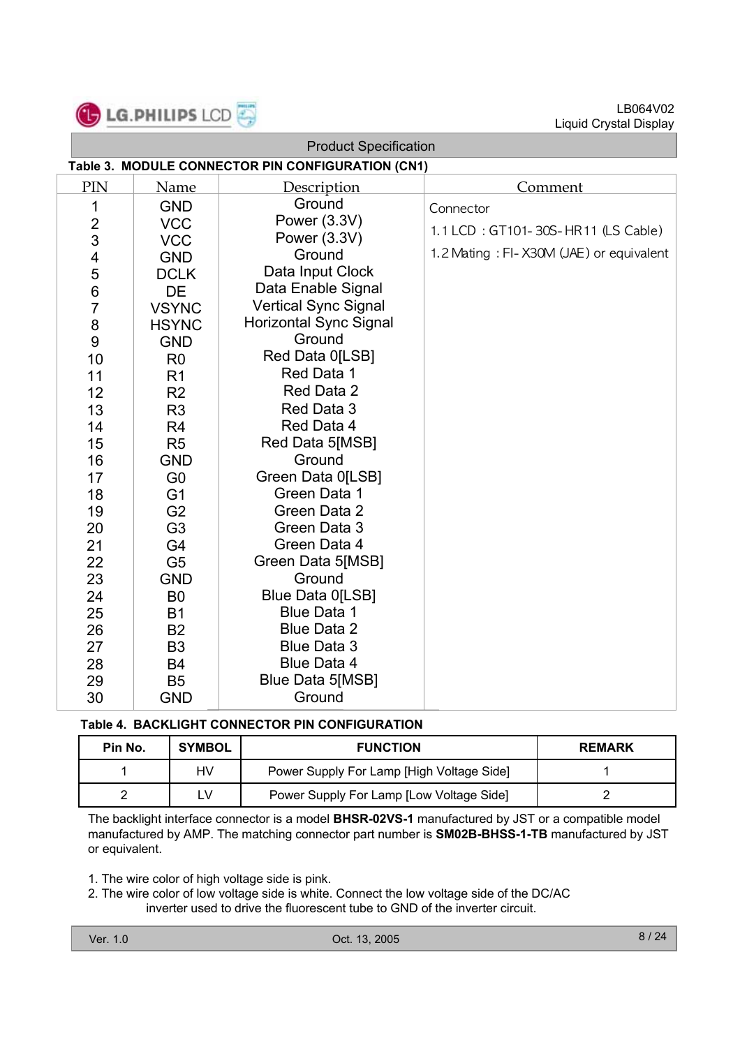### Table 3. MODULE CONNECTOR PIN CONFIGURATION (CN1)

| PIN | Name | Description | Comment |
|---|---|---|---|
| 1 | GND | Ground | Connector<br>1.1 LCD : GT101-30S-HR11 (LS Cable)<br>1.2 Mating : FI-X30M (JAE) or equivalent |
| 2 | VCC | Power (3.3V) | |
| 3 | VCC | Power (3.3V) | |
| 4 | GND | Ground | |
| 5 | DCLK | Data Input Clock | |
| 6 | DE | Data Enable Signal | |
| 7 | VSYNC | Vertical Sync Signal | |
| 8 | HSYNC | Horizontal Sync Signal | |
| 9 | GND | Ground | |
| 10 | R0 | Red Data 0[LSB] | |
| 11 | R1 | Red Data 1 | |
| 12 | R2 | Red Data 2 | |
| 13 | R3 | Red Data 3 | |
| 14 | R4 | Red Data 4 | |
| 15 | R5 | Red Data 5[MSB] | |
| 16 | GND | Ground | |
| 17 | G0 | Green Data 0[LSB] | |
| 18 | G1 | Green Data 1 | |
| 19 | G2 | Green Data 2 | |
| 20 | G3 | Green Data 3 | |
| 21 | G4 | Green Data 4 | |
| 22 | G5 | Green Data 5[MSB] | |
| 23 | GND | Ground | |
| 24 | B0 | Blue Data 0[LSB] | |
| 25 | B1 | Blue Data 1 | |
| 26 | B2 | Blue Data 2 | |
| 27 | B3 | Blue Data 3 | |
| 28 | B4 | Blue Data 4 | |
| 29 | B5 | Blue Data 5[MSB] | |
| 30 | GND | Ground | |

### Table 4. BACKLIGHT CONNECTOR PIN CONFIGURATION

| Pin No. | SYMBOL | FUNCTION | REMARK |
|---|---|---|---|
| 1 | HV | Power Supply For Lamp [High Voltage Side] | 1 |
| 2 | LV | Power Supply For Lamp [Low Voltage Side] | 2 |

The backlight interface connector is a model **BHSR-02VS-1** manufactured by JST or a compatible model manufactured by AMP. The matching connector part number is **SM02B-BHSS-1-TB** manufactured by JST or equivalent.

1. The wire color of high voltage side is pink.
2. The wire color of low voltage side is white. Connect the low voltage side of the DC/AC inverter used to drive the fluorescent tube to GND of the inverter circuit.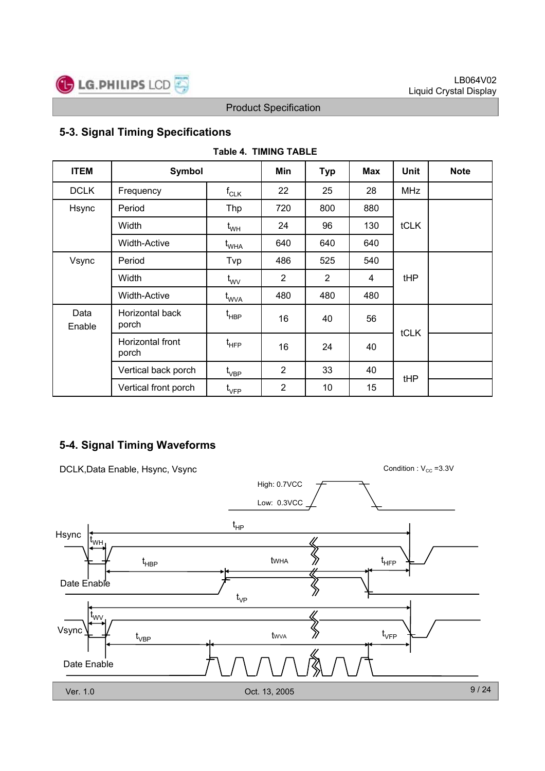## 5-3. Signal Timing Specifications

**Table 4. TIMING TABLE**

| ITEM | Symbol | | Min | Typ | Max | Unit | Note |
|---|---|---|---|---|---|---|---|
| DCLK | Frequency | $f_{CLK}$ | 22 | 25 | 28 | MHz | |
| Hsync | Period | Thp | 720 | 800 | 880 | tCLK | |
| | Width | $t_{WH}$ | 24 | 96 | 130 | | |
| | Width-Active | $t_{WHA}$ | 640 | 640 | 640 | | |
| Vsync | Period | Tvp | 486 | 525 | 540 | tHP | |
| | Width | $t_{WV}$ | 2 | 2 | 4 | | |
| | Width-Active | $t_{WVA}$ | 480 | 480 | 480 | | |
| Data Enable | Horizontal back porch | $t_{HBP}$ | 16 | 40 | 56 | tCLK | |
| | Horizontal front porch | $t_{HFP}$ | 16 | 24 | 40 | | |
| | Vertical back porch | $t_{VBP}$ | 2 | 33 | 40 | tHP | |
| | Vertical front porch | $t_{VFP}$ | 2 | 10 | 15 | | |

## 5-4. Signal Timing Waveforms

DCLK,Data Enable, Hsync, Vsync

Condition : $V_{CC}$ =3.3V

High: 0.7VCC

Low: 0.3VCC

Hsync, $t_{HP}$, $t_{WH}$, $t_{HBP}$, tWHA, $t_{HFP}$, Date Enable

$t_{VP}$, Vsync, $t_{WV}$, $t_{VBP}$, tWVA, $t_{VFP}$, Date Enable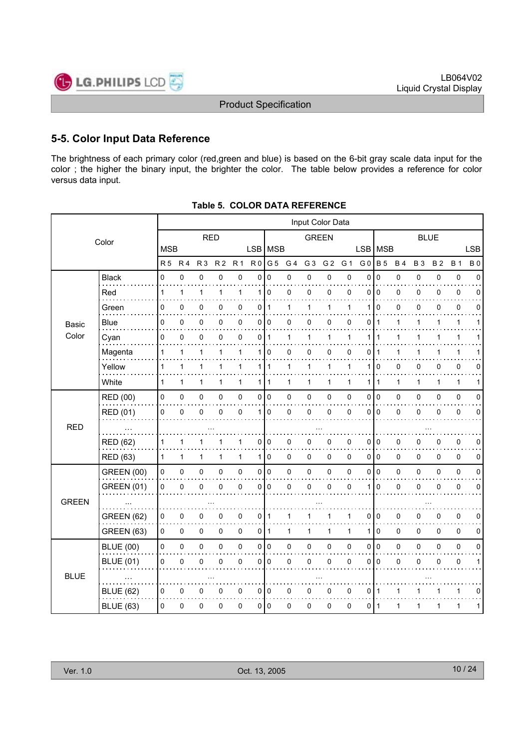## 5-5. Color Input Data Reference

The brightness of each primary color (red,green and blue) is based on the 6-bit gray scale data input for the color ; the higher the binary input, the brighter the color. The table below provides a reference for color versus data input.

**Table 5. COLOR DATA REFERENCE**

| Color | | Input Color Data | | | | | | | | | | | | | | | | | |
|---|---|---|---|---|---|---|---|---|---|---|---|---|---|---|---|---|---|---|---|
| | | RED | | | | | | GREEN | | | | | | BLUE | | | | | |
| | | MSB | | | | | LSB | MSB | | | | | LSB | MSB | | | | | LSB |
| | | R 5 | R 4 | R 3 | R 2 | R 1 | R 0 | G 5 | G 4 | G 3 | G 2 | G 1 | G 0 | B 5 | B 4 | B 3 | B 2 | B 1 | B 0 |
| Basic Color | Black | 0 | 0 | 0 | 0 | 0 | 0 | 0 | 0 | 0 | 0 | 0 | 0 | 0 | 0 | 0 | 0 | 0 | 0 |
| | Red | 1 | 1 | 1 | 1 | 1 | 1 | 0 | 0 | 0 | 0 | 0 | 0 | 0 | 0 | 0 | 0 | 0 | 0 |
| | Green | 0 | 0 | 0 | 0 | 0 | 0 | 1 | 1 | 1 | 1 | 1 | 1 | 0 | 0 | 0 | 0 | 0 | 0 |
| | Blue | 0 | 0 | 0 | 0 | 0 | 0 | 0 | 0 | 0 | 0 | 0 | 0 | 1 | 1 | 1 | 1 | 1 | 1 |
| | Cyan | 0 | 0 | 0 | 0 | 0 | 0 | 1 | 1 | 1 | 1 | 1 | 1 | 1 | 1 | 1 | 1 | 1 | 1 |
| | Magenta | 1 | 1 | 1 | 1 | 1 | 1 | 0 | 0 | 0 | 0 | 0 | 0 | 1 | 1 | 1 | 1 | 1 | 1 |
| | Yellow | 1 | 1 | 1 | 1 | 1 | 1 | 1 | 1 | 1 | 1 | 1 | 1 | 0 | 0 | 0 | 0 | 0 | 0 |
| | White | 1 | 1 | 1 | 1 | 1 | 1 | 1 | 1 | 1 | 1 | 1 | 1 | 1 | 1 | 1 | 1 | 1 | 1 |
| RED | RED (00) | 0 | 0 | 0 | 0 | 0 | 0 | 0 | 0 | 0 | 0 | 0 | 0 | 0 | 0 | 0 | 0 | 0 | 0 |
| | RED (01) | 0 | 0 | 0 | 0 | 0 | 1 | 0 | 0 | 0 | 0 | 0 | 0 | 0 | 0 | 0 | 0 | 0 | 0 |
| | ... | ... | | | | | | ... | | | | | | ... | | | | | |
| | RED (62) | 1 | 1 | 1 | 1 | 1 | 0 | 0 | 0 | 0 | 0 | 0 | 0 | 0 | 0 | 0 | 0 | 0 | 0 |
| | RED (63) | 1 | 1 | 1 | 1 | 1 | 1 | 0 | 0 | 0 | 0 | 0 | 0 | 0 | 0 | 0 | 0 | 0 | 0 |
| GREEN | GREEN (00) | 0 | 0 | 0 | 0 | 0 | 0 | 0 | 0 | 0 | 0 | 0 | 0 | 0 | 0 | 0 | 0 | 0 | 0 |
| | GREEN (01) | 0 | 0 | 0 | 0 | 0 | 0 | 0 | 0 | 0 | 0 | 0 | 1 | 0 | 0 | 0 | 0 | 0 | 0 |
| | ... | ... | | | | | | ... | | | | | | ... | | | | | |
| | GREEN (62) | 0 | 0 | 0 | 0 | 0 | 0 | 1 | 1 | 1 | 1 | 1 | 0 | 0 | 0 | 0 | 0 | 0 | 0 |
| | GREEN (63) | 0 | 0 | 0 | 0 | 0 | 0 | 1 | 1 | 1 | 1 | 1 | 1 | 0 | 0 | 0 | 0 | 0 | 0 |
| BLUE | BLUE (00) | 0 | 0 | 0 | 0 | 0 | 0 | 0 | 0 | 0 | 0 | 0 | 0 | 0 | 0 | 0 | 0 | 0 | 0 |
| | BLUE (01) | 0 | 0 | 0 | 0 | 0 | 0 | 0 | 0 | 0 | 0 | 0 | 0 | 0 | 0 | 0 | 0 | 0 | 1 |
| | ... | ... | | | | | | ... | | | | | | ... | | | | | |
| | BLUE (62) | 0 | 0 | 0 | 0 | 0 | 0 | 0 | 0 | 0 | 0 | 0 | 0 | 1 | 1 | 1 | 1 | 1 | 0 |
| | BLUE (63) | 0 | 0 | 0 | 0 | 0 | 0 | 0 | 0 | 0 | 0 | 0 | 0 | 1 | 1 | 1 | 1 | 1 | 1 |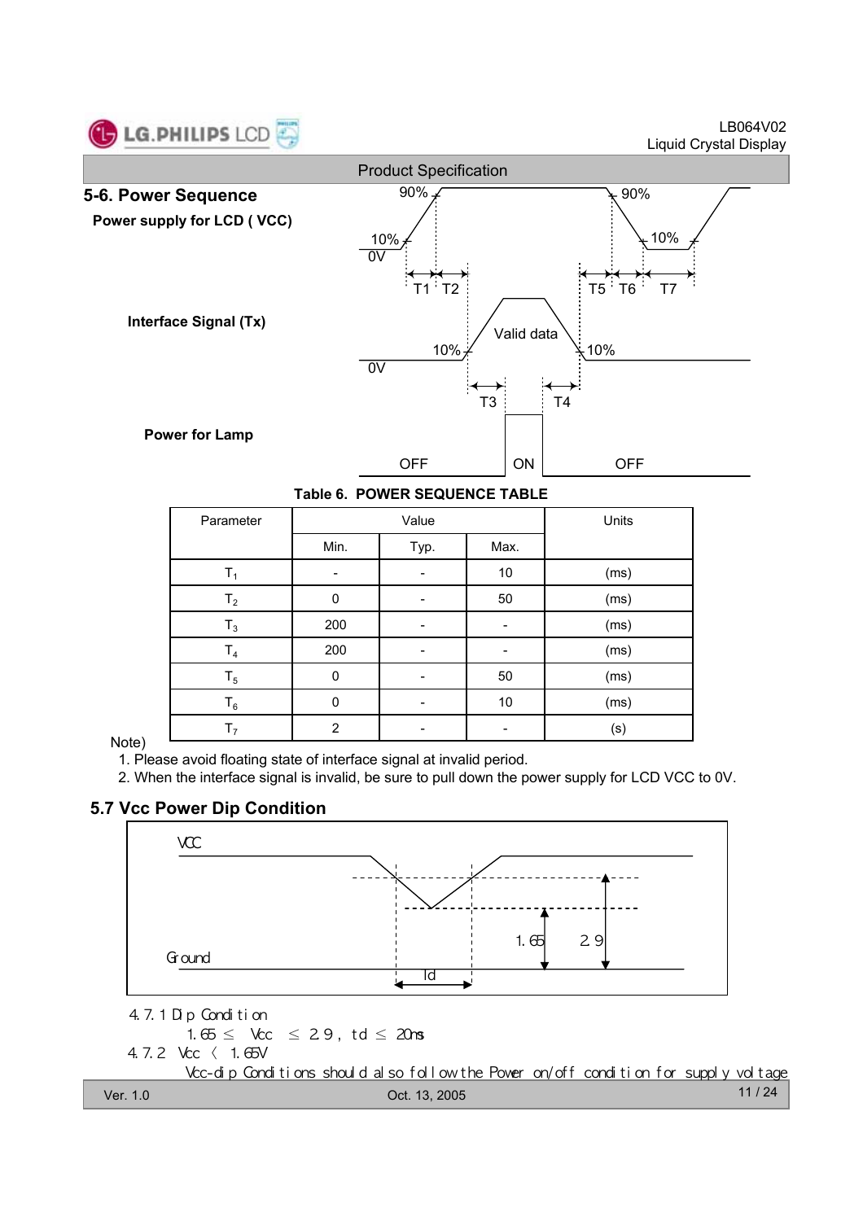## 5-6. Power Sequence

**Power supply for LCD ( VCC)**

90% 90%

10% 10%

0V

T1 T2 T5 T6 T7

**Interface Signal (Tx)**

Valid data

10% 10%

0V

T3 T4

**Power for Lamp**

OFF ON OFF

**Table 6. POWER SEQUENCE TABLE**

| Parameter | Value | | | Units |
|---|---|---|---|---|
| | Min. | Typ. | Max. | |
| $T_1$ | - | - | 10 | (ms) |
| $T_2$ | 0 | - | 50 | (ms) |
| $T_3$ | 200 | - | - | (ms) |
| $T_4$ | 200 | - | - | (ms) |
| $T_5$ | 0 | - | 50 | (ms) |
| $T_6$ | 0 | - | 10 | (ms) |
| $T_7$ | 2 | - | - | (s) |

Note)

1. Please avoid floating state of interface signal at invalid period.
2. When the interface signal is invalid, be sure to pull down the power supply for LCD VCC to 0V.

## 5.7 Vcc Power Dip Condition

VCC

Ground

1.65 2.9

Td

4.7.1 Dip Condition

$1.65 \leq$ Vcc $\leq 2.9$ , td $\leq$ 20ms

4.7.2 Vcc < 1.65V

Vcc-dip Conditions should also follow the Power on/off condition for supply voltage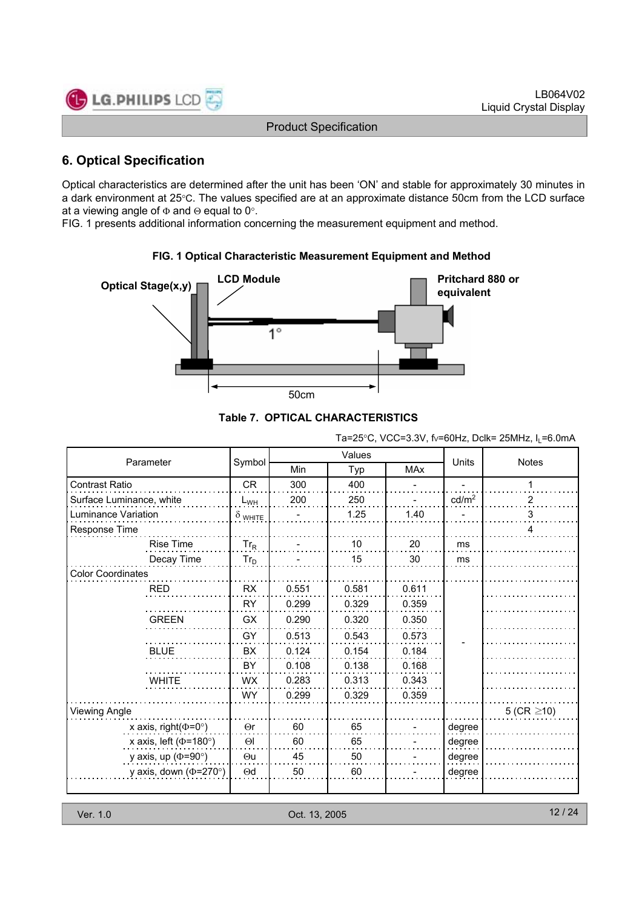## 6. Optical Specification

Optical characteristics are determined after the unit has been 'ON' and stable for approximately 30 minutes in a dark environment at 25°C. The values specified are at an approximate distance 50cm from the LCD surface at a viewing angle of Φ and Θ equal to 0°.
FIG. 1 presents additional information concerning the measurement equipment and method.

**FIG. 1 Optical Characteristic Measurement Equipment and Method**

Optical Stage(x,y) — LCD Module — 1° — Pritchard 880 or equivalent — 50cm

**Table 7. OPTICAL CHARACTERISTICS**

Ta=25°C, VCC=3.3V, fv=60Hz, Dclk= 25MHz, $I_L$=6.0mA

| Parameter | | Symbol | Values | | | Units | Notes |
|---|---|---|---|---|---|---|---|
| | | | Min | Typ | MAx | | |
| Contrast Ratio | | CR | 300 | 400 | - | - | 1 |
| Surface Luminance, white | | $L_{WH}$ | 200 | 250 | - | cd/m² | 2 |
| Luminance Variation | | $\delta_{WHITE}$ | - | 1.25 | 1.40 | - | 3 |
| Response Time | | | | | | | 4 |
| | Rise Time | $Tr_R$ | - | 10 | 20 | ms | |
| | Decay Time | $Tr_D$ | - | 15 | 30 | ms | |
| Color Coordinates | | | | | | | |
| | RED | RX | 0.551 | 0.581 | 0.611 | - | |
| | | RY | 0.299 | 0.329 | 0.359 | | |
| | GREEN | GX | 0.290 | 0.320 | 0.350 | | |
| | | GY | 0.513 | 0.543 | 0.573 | | |
| | BLUE | BX | 0.124 | 0.154 | 0.184 | | |
| | | BY | 0.108 | 0.138 | 0.168 | | |
| | WHITE | WX | 0.283 | 0.313 | 0.343 | | |
| | | WY | 0.299 | 0.329 | 0.359 | | |
| Viewing Angle | | | | | | | 5 (CR ≥10) |
| | x axis, right(Φ=0°) | Θr | 60 | 65 | - | degree | |
| | x axis, left (Φ=180°) | Θl | 60 | 65 | - | degree | |
| | y axis, up (Φ=90°) | Θu | 45 | 50 | - | degree | |
| | y axis, down (Φ=270°) | Θd | 50 | 60 | - | degree | |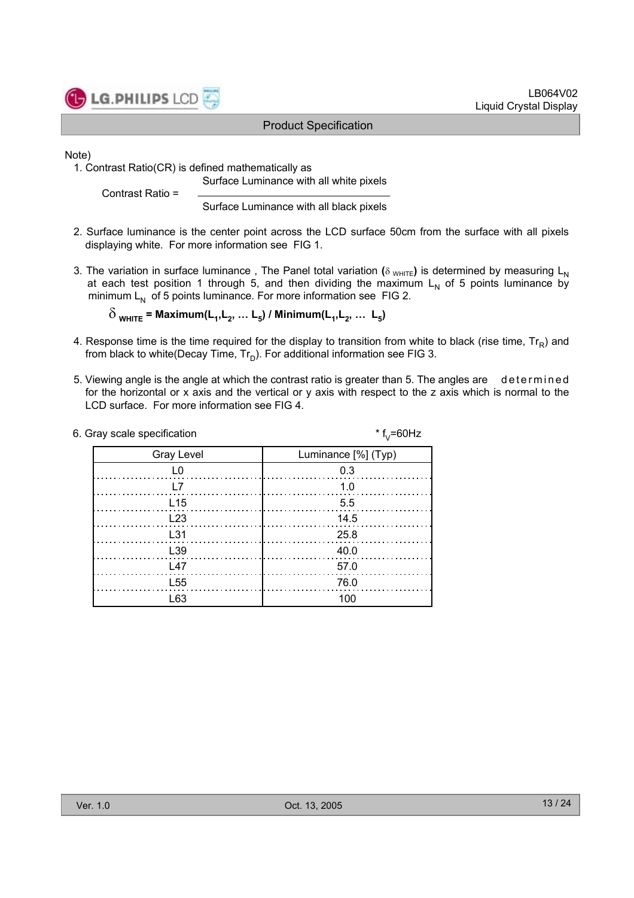Note)

1. Contrast Ratio(CR) is defined mathematically as

$$\text{Contrast Ratio} = \frac{\text{Surface Luminance with all white pixels}}{\text{Surface Luminance with all black pixels}}$$

2. Surface luminance is the center point across the LCD surface 50cm from the surface with all pixels displaying white. For more information see FIG 1.

3. The variation in surface luminance , The Panel total variation ($\delta_{WHITE}$) is determined by measuring $L_N$ at each test position 1 through 5, and then dividing the maximum $L_N$ of 5 points luminance by minimum $L_N$ of 5 points luminance. For more information see FIG 2.

$$\delta_{WHITE} = \text{Maximum}(L_1, L_2, \ldots L_5) \,/\, \text{Minimum}(L_1, L_2, \ldots L_5)$$

4. Response time is the time required for the display to transition from white to black (rise time, $Tr_R$) and from black to white(Decay Time, $Tr_D$). For additional information see FIG 3.

5. Viewing angle is the angle at which the contrast ratio is greater than 5. The angles are determined for the horizontal or x axis and the vertical or y axis with respect to the z axis which is normal to the LCD surface. For more information see FIG 4.

6. Gray scale specification

\* $f_V$=60Hz

| Gray Level | Luminance [%] (Typ) |
|---|---|
| L0 | 0.3 |
| L7 | 1.0 |
| L15 | 5.5 |
| L23 | 14.5 |
| L31 | 25.8 |
| L39 | 40.0 |
| L47 | 57.0 |
| L55 | 76.0 |
| L63 | 100 |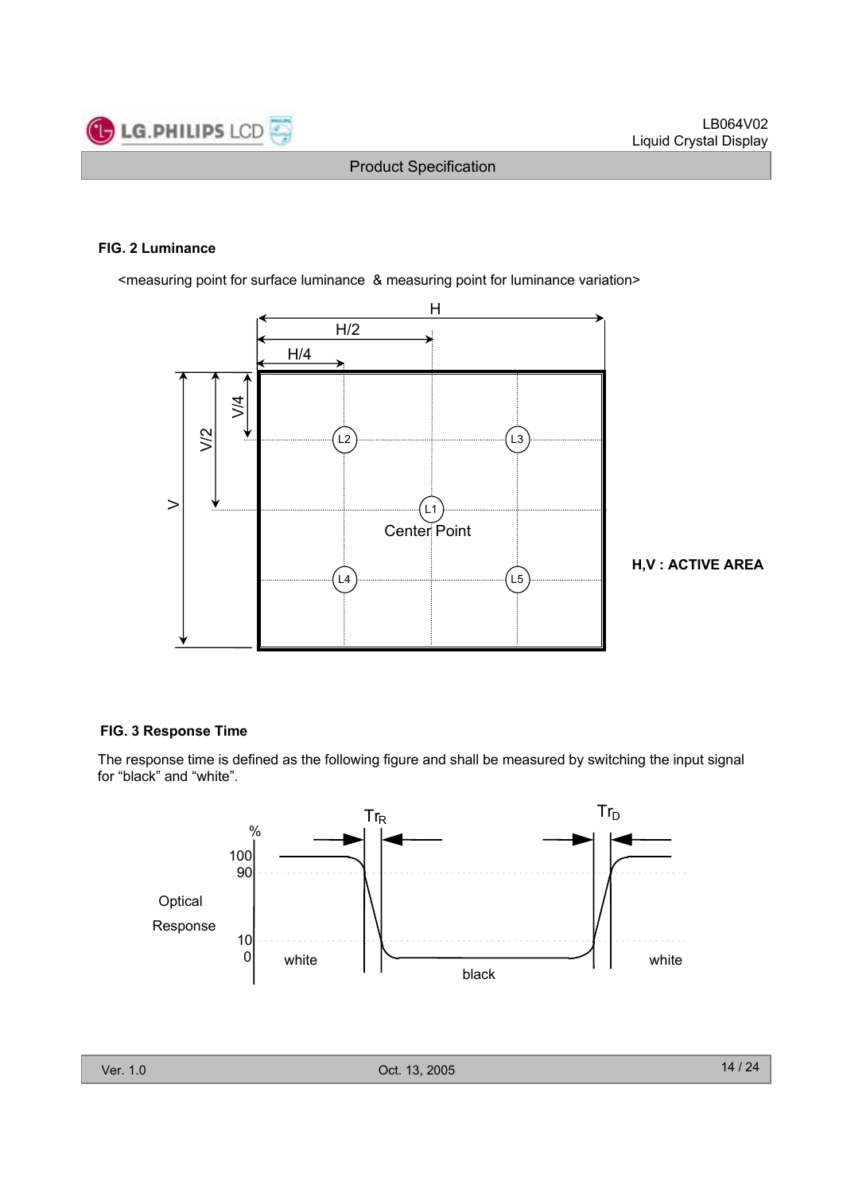**FIG. 2 Luminance**

<measuring point for surface luminance & measuring point for luminance variation>

H,V : ACTIVE AREA

**FIG. 3 Response Time**

The response time is defined as the following figure and shall be measured by switching the input signal for “black” and “white”.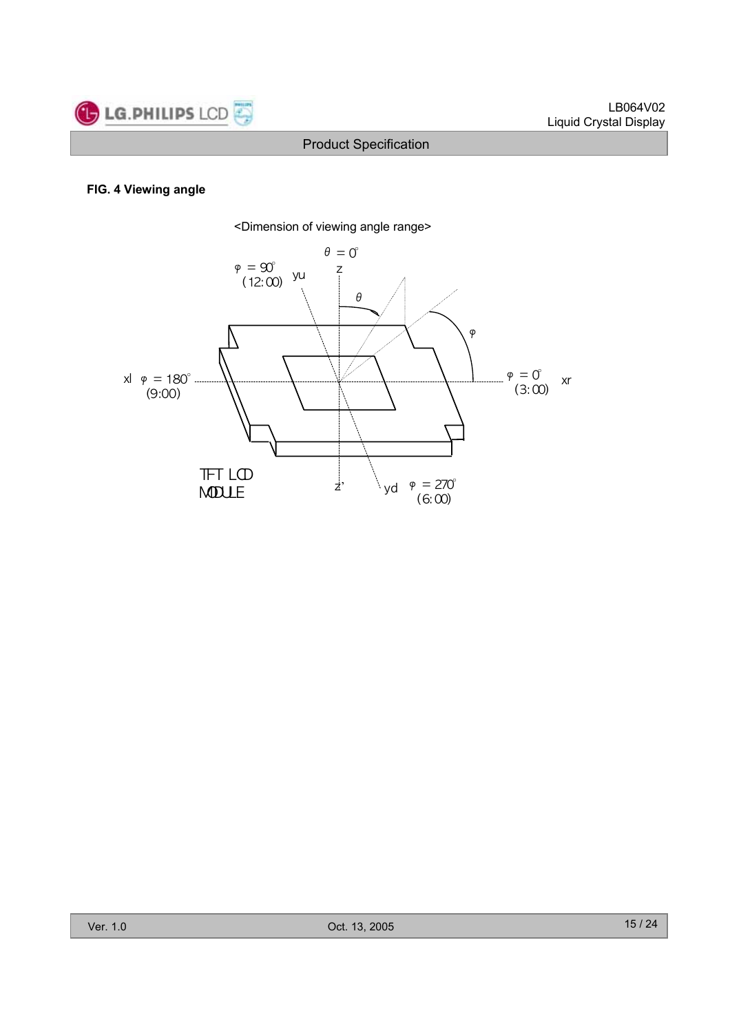**FIG. 4 Viewing angle**

<Dimension of viewing angle range>

$\theta = 0°$

z

$\varphi = 90°$ (12:00) yu

$\theta$

$\varphi$

xl $\varphi = 180°$ (9:00)

$\varphi = 0°$ (3:00) xr

TFT LCD MODULE

z'

yd $\varphi = 270°$ (6:00)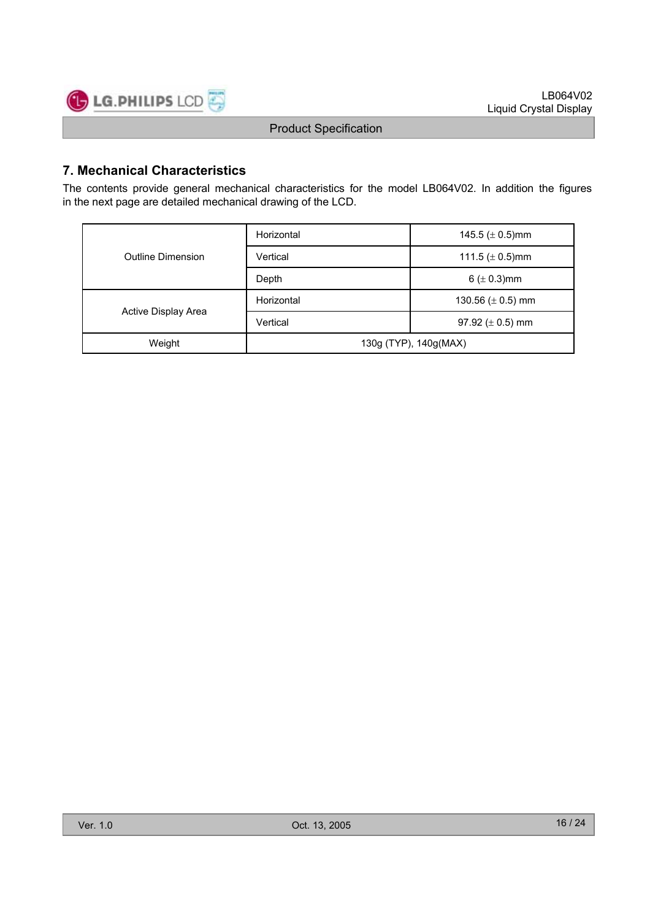## 7. Mechanical Characteristics

The contents provide general mechanical characteristics for the model LB064V02. In addition the figures in the next page are detailed mechanical drawing of the LCD.

| | | |
|---|---|---|
| Outline Dimension | Horizontal | 145.5 (± 0.5)mm |
| | Vertical | 111.5 (± 0.5)mm |
| | Depth | 6 (± 0.3)mm |
| Active Display Area | Horizontal | 130.56 (± 0.5) mm |
| | Vertical | 97.92 (± 0.5) mm |
| Weight | 130g (TYP), 140g(MAX) | |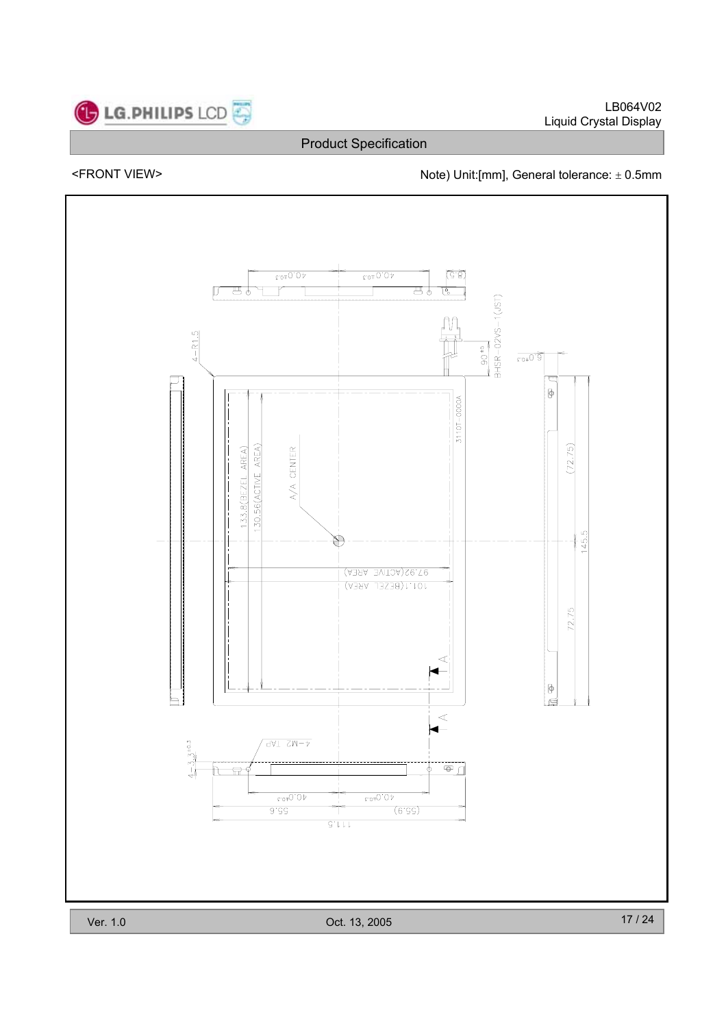<FRONT VIEW>

Note) Unit:[mm], General tolerance: ± 0.5mm

40.0±0.3

40.0±0.3

(8.5)

BHSR-02VS-1(JST)

90±5

6.0±0.3

4-R1.5

3110T-0000A

133.8(BEZEL AREA)

130.56(ACTIVE AREA)

A/A CENTER

(72.75)

145.5

72.75

97.92(ACTIVE AREA)

101.1(BEZEL AREA)

A

A

4-M2 TAP

4-3.3±0.3

40.0±0.3

40.0±0.3

55.6

(55.9)

111.5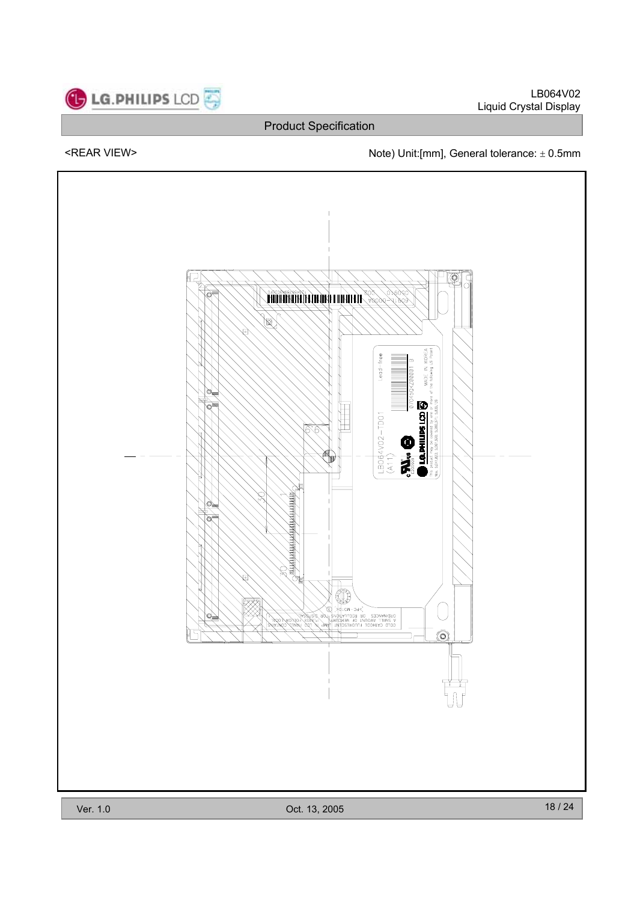<REAR VIEW>

Note) Unit:[mm], General tolerance: ± 0.5mm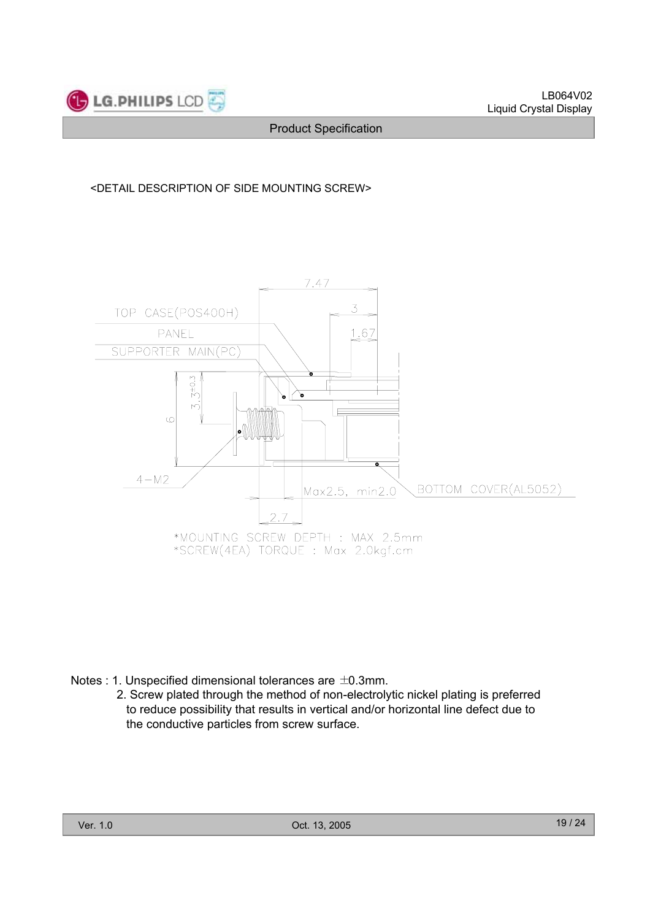<DETAIL DESCRIPTION OF SIDE MOUNTING SCREW>

TOP CASE(POS400H)

PANEL

SUPPORTER MAIN(PC)

7.47

3

1.67

3.3±0.3

6

4-M2

Max2.5, min2.0

BOTTOM COVER(AL5052)

2.7

*MOUNTING SCREW DEPTH : MAX 2.5mm
*SCREW(4EA) TORQUE : Max 2.0kgf.cm

Notes : 1. Unspecified dimensional tolerances are ±0.3mm.
2. Screw plated through the method of non-electrolytic nickel plating is preferred to reduce possibility that results in vertical and/or horizontal line defect due to the conductive particles from screw surface.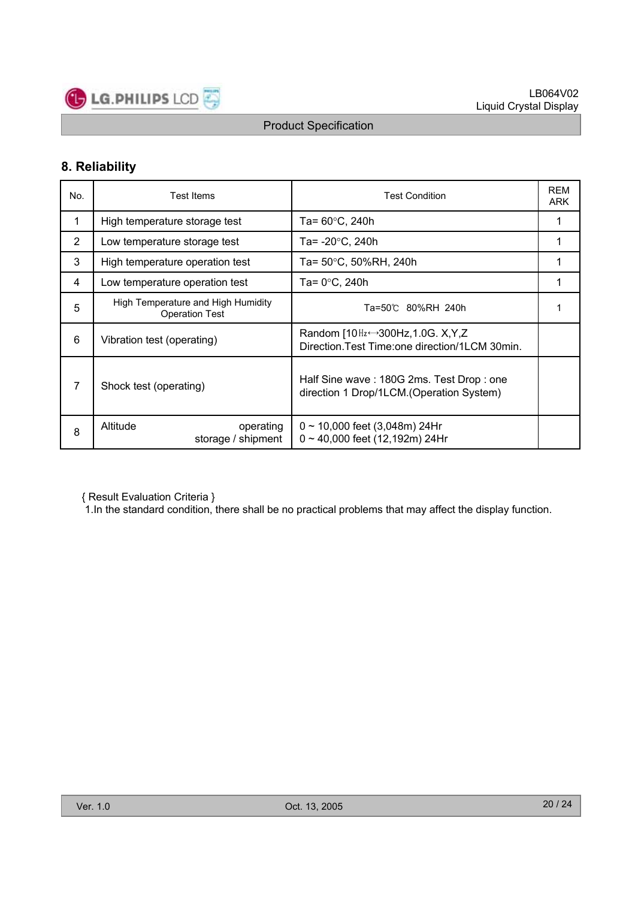## 8. Reliability

| No. | Test Items | Test Condition | REMARK |
|---|---|---|---|
| 1 | High temperature storage test | Ta= 60°C, 240h | 1 |
| 2 | Low temperature storage test | Ta= -20°C, 240h | 1 |
| 3 | High temperature operation test | Ta= 50°C, 50%RH, 240h | 1 |
| 4 | Low temperature operation test | Ta= 0°C, 240h | 1 |
| 5 | High Temperature and High Humidity Operation Test | Ta=50℃ 80%RH 240h | 1 |
| 6 | Vibration test (operating) | Random [10㎐↔300Hz,1.0G. X,Y,Z Direction.Test Time:one direction/1LCM 30min. | |
| 7 | Shock test (operating) | Half Sine wave : 180G 2ms. Test Drop : one direction 1 Drop/1LCM.(Operation System) | |
| 8 | Altitude operating<br>storage / shipment | 0 ~ 10,000 feet (3,048m) 24Hr<br>0 ~ 40,000 feet (12,192m) 24Hr | |

{ Result Evaluation Criteria }

1.In the standard condition, there shall be no practical problems that may affect the display function.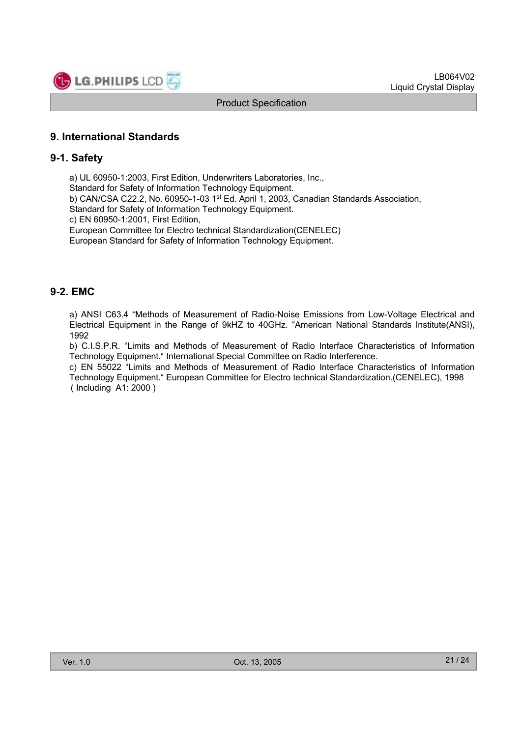# 9. International Standards

## 9-1. Safety

a) UL 60950-1:2003, First Edition, Underwriters Laboratories, Inc.,
Standard for Safety of Information Technology Equipment.
b) CAN/CSA C22.2, No. 60950-1-03 1st Ed. April 1, 2003, Canadian Standards Association,
Standard for Safety of Information Technology Equipment.
c) EN 60950-1:2001, First Edition,
European Committee for Electro technical Standardization(CENELEC)
European Standard for Safety of Information Technology Equipment.

## 9-2. EMC

a) ANSI C63.4 "Methods of Measurement of Radio-Noise Emissions from Low-Voltage Electrical and Electrical Equipment in the Range of 9kHZ to 40GHz. "American National Standards Institute(ANSI), 1992
b) C.I.S.P.R. "Limits and Methods of Measurement of Radio Interface Characteristics of Information Technology Equipment." International Special Committee on Radio Interference.
c) EN 55022 "Limits and Methods of Measurement of Radio Interface Characteristics of Information Technology Equipment." European Committee for Electro technical Standardization.(CENELEC), 1998 ( Including A1: 2000 )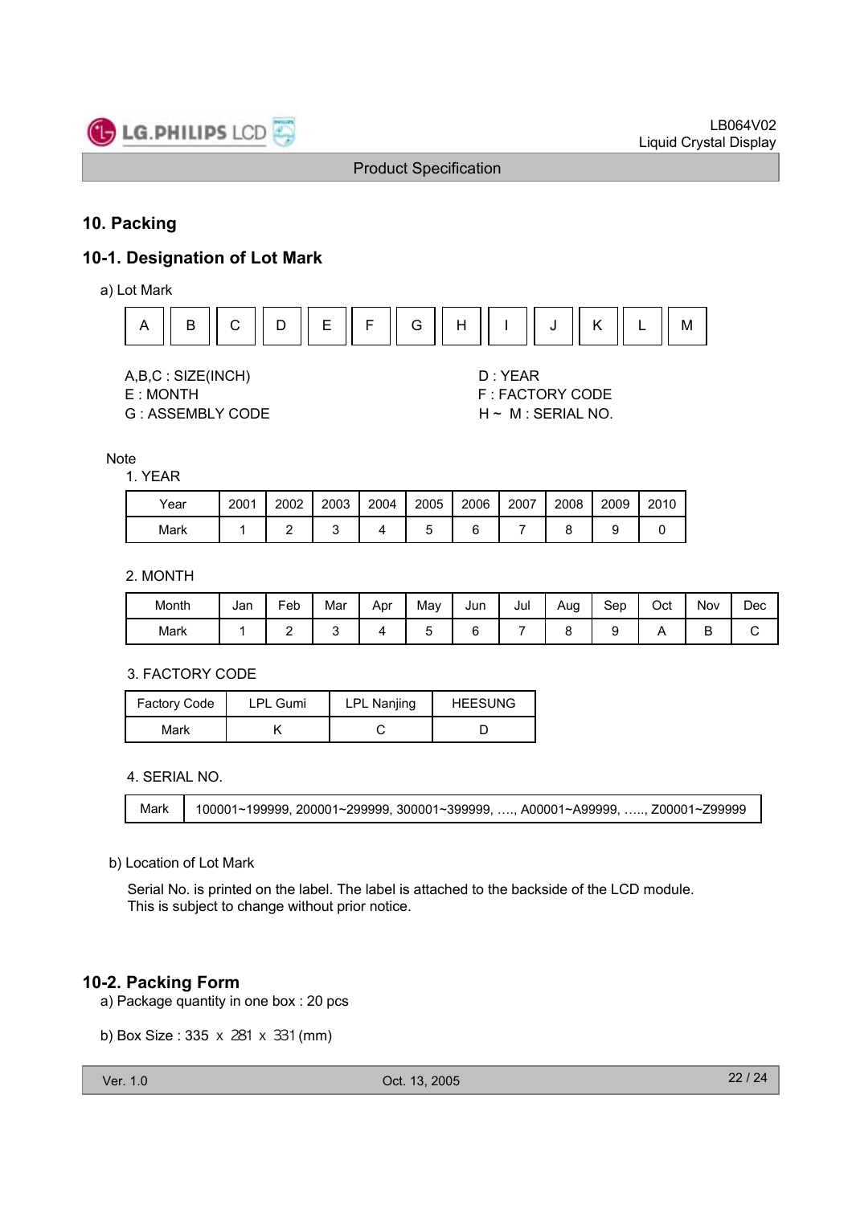## 10. Packing

### 10-1. Designation of Lot Mark

a) Lot Mark

| A | B | C | D | E | F | G | H | I | J | K | L | M |
|---|---|---|---|---|---|---|---|---|---|---|---|---|

A,B,C : SIZE(INCH)
D : YEAR
E : MONTH
F : FACTORY CODE
G : ASSEMBLY CODE
H ~ M : SERIAL NO.

Note

1. YEAR

| Year | 2001 | 2002 | 2003 | 2004 | 2005 | 2006 | 2007 | 2008 | 2009 | 2010 |
|---|---|---|---|---|---|---|---|---|---|---|
| Mark | 1 | 2 | 3 | 4 | 5 | 6 | 7 | 8 | 9 | 0 |

2. MONTH

| Month | Jan | Feb | Mar | Apr | May | Jun | Jul | Aug | Sep | Oct | Nov | Dec |
|---|---|---|---|---|---|---|---|---|---|---|---|---|
| Mark | 1 | 2 | 3 | 4 | 5 | 6 | 7 | 8 | 9 | A | B | C |

3. FACTORY CODE

| Factory Code | LPL Gumi | LPL Nanjing | HEESUNG |
|---|---|---|---|
| Mark | K | C | D |

4. SERIAL NO.

| Mark | 100001~199999, 200001~299999, 300001~399999, …., A00001~A99999, ….., Z00001~Z99999 |
|---|---|

b) Location of Lot Mark

Serial No. is printed on the label. The label is attached to the backside of the LCD module.
This is subject to change without prior notice.

### 10-2. Packing Form

a) Package quantity in one box : 20 pcs

b) Box Size : 335 x 281 x 331 (mm)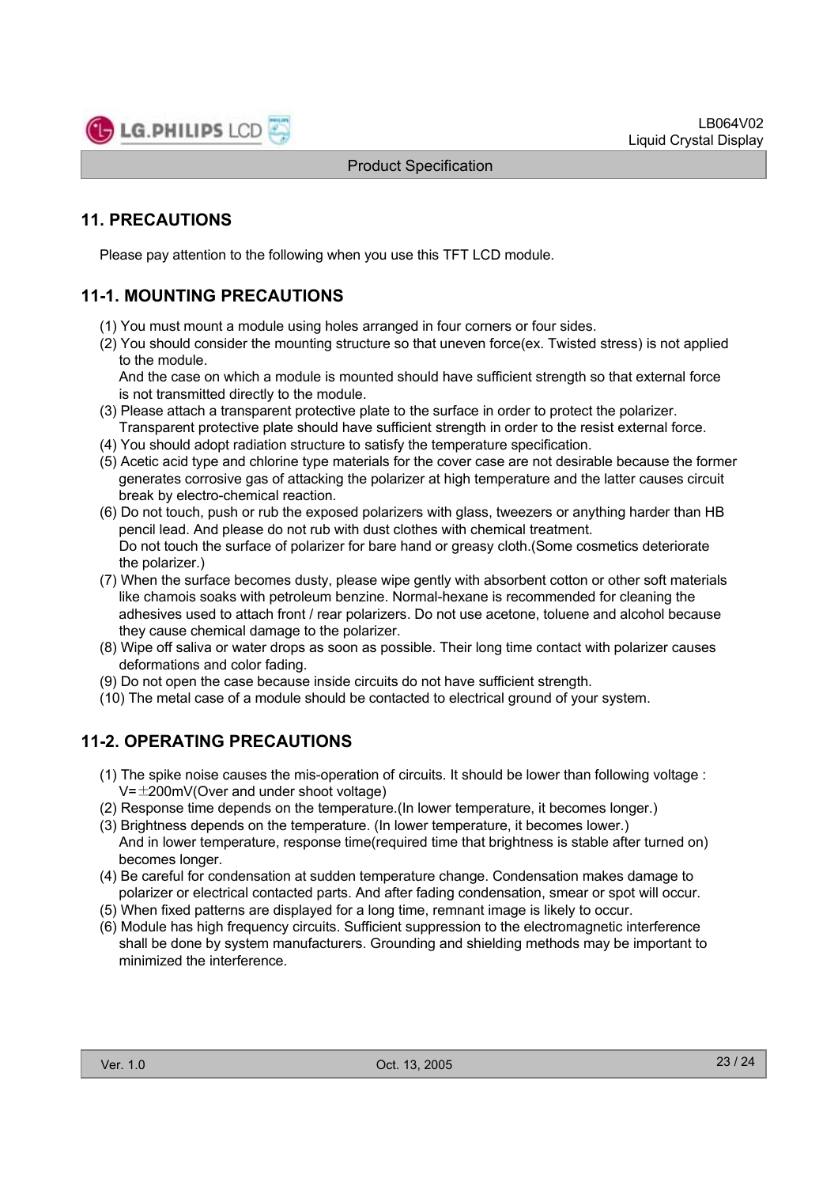## 11. PRECAUTIONS

Please pay attention to the following when you use this TFT LCD module.

### 11-1. MOUNTING PRECAUTIONS

(1) You must mount a module using holes arranged in four corners or four sides.
(2) You should consider the mounting structure so that uneven force(ex. Twisted stress) is not applied to the module.
And the case on which a module is mounted should have sufficient strength so that external force is not transmitted directly to the module.
(3) Please attach a transparent protective plate to the surface in order to protect the polarizer.
Transparent protective plate should have sufficient strength in order to the resist external force.
(4) You should adopt radiation structure to satisfy the temperature specification.
(5) Acetic acid type and chlorine type materials for the cover case are not desirable because the former generates corrosive gas of attacking the polarizer at high temperature and the latter causes circuit break by electro-chemical reaction.
(6) Do not touch, push or rub the exposed polarizers with glass, tweezers or anything harder than HB pencil lead. And please do not rub with dust clothes with chemical treatment.
Do not touch the surface of polarizer for bare hand or greasy cloth.(Some cosmetics deteriorate the polarizer.)
(7) When the surface becomes dusty, please wipe gently with absorbent cotton or other soft materials like chamois soaks with petroleum benzine. Normal-hexane is recommended for cleaning the adhesives used to attach front / rear polarizers. Do not use acetone, toluene and alcohol because they cause chemical damage to the polarizer.
(8) Wipe off saliva or water drops as soon as possible. Their long time contact with polarizer causes deformations and color fading.
(9) Do not open the case because inside circuits do not have sufficient strength.
(10) The metal case of a module should be contacted to electrical ground of your system.

### 11-2. OPERATING PRECAUTIONS

(1) The spike noise causes the mis-operation of circuits. It should be lower than following voltage : V=±200mV(Over and under shoot voltage)
(2) Response time depends on the temperature.(In lower temperature, it becomes longer.)
(3) Brightness depends on the temperature. (In lower temperature, it becomes lower.)
And in lower temperature, response time(required time that brightness is stable after turned on) becomes longer.
(4) Be careful for condensation at sudden temperature change. Condensation makes damage to polarizer or electrical contacted parts. And after fading condensation, smear or spot will occur.
(5) When fixed patterns are displayed for a long time, remnant image is likely to occur.
(6) Module has high frequency circuits. Sufficient suppression to the electromagnetic interference shall be done by system manufacturers. Grounding and shielding methods may be important to minimized the interference.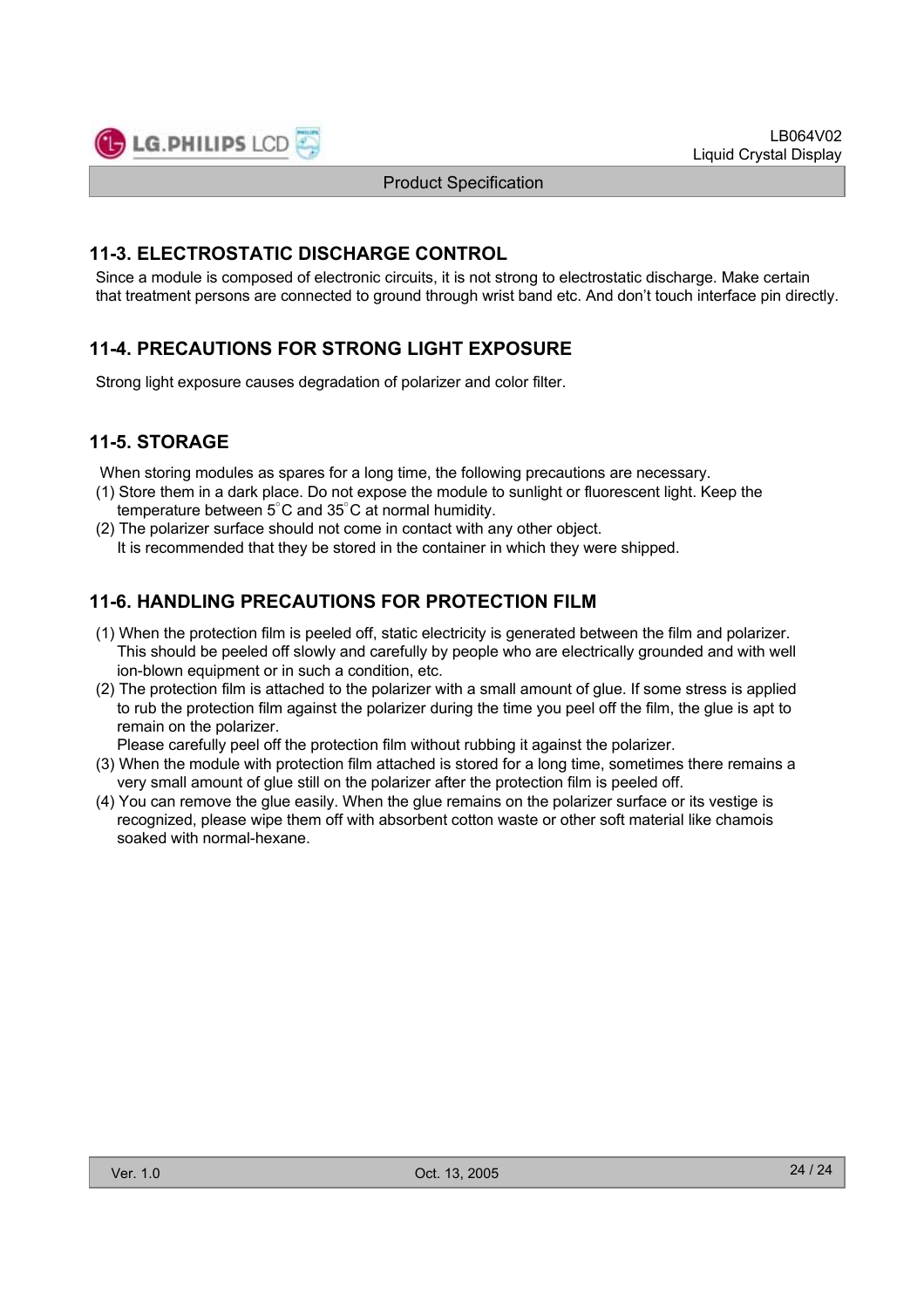## 11-3. ELECTROSTATIC DISCHARGE CONTROL

Since a module is composed of electronic circuits, it is not strong to electrostatic discharge. Make certain that treatment persons are connected to ground through wrist band etc. And don't touch interface pin directly.

## 11-4. PRECAUTIONS FOR STRONG LIGHT EXPOSURE

Strong light exposure causes degradation of polarizer and color filter.

## 11-5. STORAGE

When storing modules as spares for a long time, the following precautions are necessary.

(1) Store them in a dark place. Do not expose the module to sunlight or fluorescent light. Keep the temperature between 5°C and 35°C at normal humidity.

(2) The polarizer surface should not come in contact with any other object.
It is recommended that they be stored in the container in which they were shipped.

## 11-6. HANDLING PRECAUTIONS FOR PROTECTION FILM

(1) When the protection film is peeled off, static electricity is generated between the film and polarizer. This should be peeled off slowly and carefully by people who are electrically grounded and with well ion-blown equipment or in such a condition, etc.

(2) The protection film is attached to the polarizer with a small amount of glue. If some stress is applied to rub the protection film against the polarizer during the time you peel off the film, the glue is apt to remain on the polarizer.
Please carefully peel off the protection film without rubbing it against the polarizer.

(3) When the module with protection film attached is stored for a long time, sometimes there remains a very small amount of glue still on the polarizer after the protection film is peeled off.

(4) You can remove the glue easily. When the glue remains on the polarizer surface or its vestige is recognized, please wipe them off with absorbent cotton waste or other soft material like chamois soaked with normal-hexane.